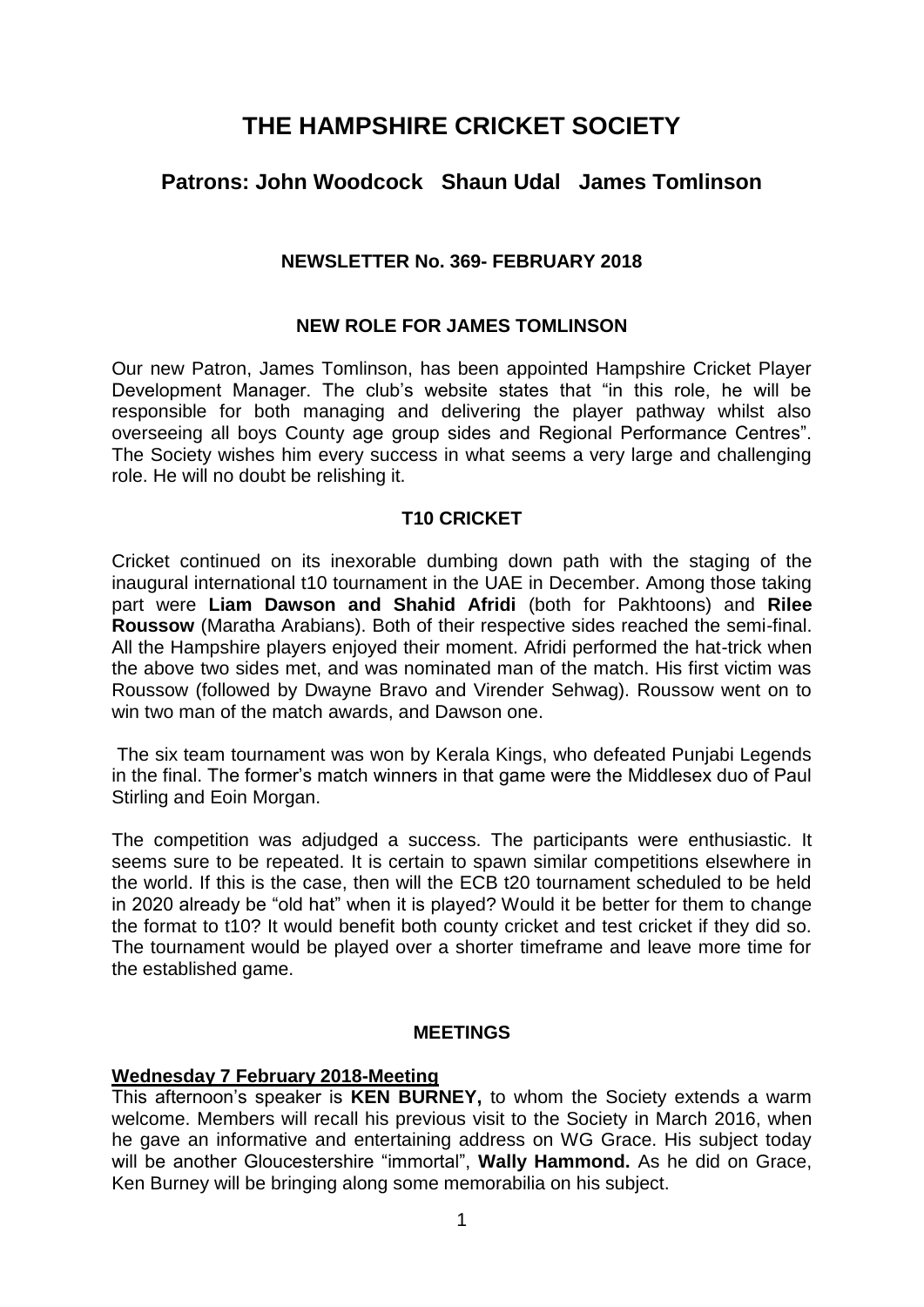# THE HAMPSHIRE CRICKET SOCIETY

## Patrons: John Woodcock   Shaun Udal   James Tomlinson

### NEWSLETTER No. 369- FEBRUARY 2018

### NEW ROLE FOR JAMES TOMLINSON

Our new Patron, James Tomlinson, has been appointed Hampshire Cricket Player Development Manager. The club's website states that "in this role, he will be responsible for both managing and delivering the player pathway whilst also overseeing all boys County age group sides and Regional Performance Centres". The Society wishes him every success in what seems a very large and challenging role. He will no doubt be relishing it.

### T10 CRICKET

Cricket continued on its inexorable dumbing down path with the staging of the inaugural international t10 tournament in the UAE in December. Among those taking part were **Liam Dawson and Shahid Afridi** (both for Pakhtoons) and **Rilee Roussow** (Maratha Arabians). Both of their respective sides reached the semi-final. All the Hampshire players enjoyed their moment. Afridi performed the hat-trick when the above two sides met, and was nominated man of the match. His first victim was Roussow (followed by Dwayne Bravo and Virender Sehwag). Roussow went on to win two man of the match awards, and Dawson one.

The six team tournament was won by Kerala Kings, who defeated Punjabi Legends in the final. The former's match winners in that game were the Middlesex duo of Paul Stirling and Eoin Morgan.

The competition was adjudged a success. The participants were enthusiastic. It seems sure to be repeated. It is certain to spawn similar competitions elsewhere in the world. If this is the case, then will the ECB t20 tournament scheduled to be held in 2020 already be "old hat" when it is played? Would it be better for them to change the format to t10? It would benefit both county cricket and test cricket if they did so. The tournament would be played over a shorter timeframe and leave more time for the established game.

### MEETINGS

**Wednesday 7 February 2018-Meeting**

This afternoon's speaker is **KEN BURNEY,** to whom the Society extends a warm welcome. Members will recall his previous visit to the Society in March 2016, when he gave an informative and entertaining address on WG Grace. His subject today will be another Gloucestershire "immortal", **Wally Hammond.** As he did on Grace, Ken Burney will be bringing along some memorabilia on his subject.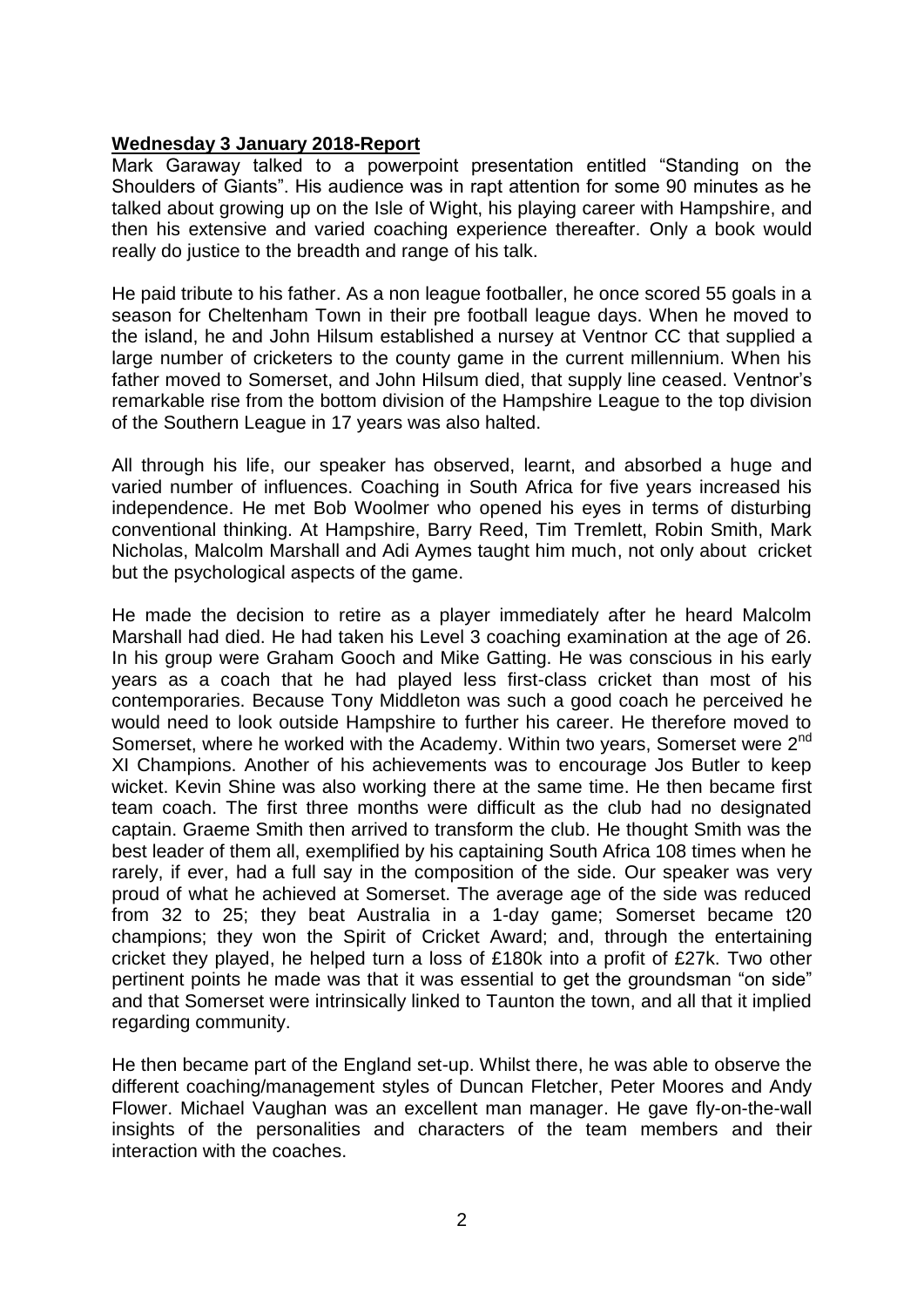**Wednesday 3 January 2018-Report**

Mark Garaway talked to a powerpoint presentation entitled "Standing on the Shoulders of Giants". His audience was in rapt attention for some 90 minutes as he talked about growing up on the Isle of Wight, his playing career with Hampshire, and then his extensive and varied coaching experience thereafter. Only a book would really do justice to the breadth and range of his talk.

He paid tribute to his father. As a non league footballer, he once scored 55 goals in a season for Cheltenham Town in their pre football league days. When he moved to the island, he and John Hilsum established a nursey at Ventnor CC that supplied a large number of cricketers to the county game in the current millennium. When his father moved to Somerset, and John Hilsum died, that supply line ceased. Ventnor's remarkable rise from the bottom division of the Hampshire League to the top division of the Southern League in 17 years was also halted.

All through his life, our speaker has observed, learnt, and absorbed a huge and varied number of influences. Coaching in South Africa for five years increased his independence. He met Bob Woolmer who opened his eyes in terms of disturbing conventional thinking. At Hampshire, Barry Reed, Tim Tremlett, Robin Smith, Mark Nicholas, Malcolm Marshall and Adi Aymes taught him much, not only about cricket but the psychological aspects of the game.

He made the decision to retire as a player immediately after he heard Malcolm Marshall had died. He had taken his Level 3 coaching examination at the age of 26. In his group were Graham Gooch and Mike Gatting. He was conscious in his early years as a coach that he had played less first-class cricket than most of his contemporaries. Because Tony Middleton was such a good coach he perceived he would need to look outside Hampshire to further his career. He therefore moved to Somerset, where he worked with the Academy. Within two years, Somerset were 2nd XI Champions. Another of his achievements was to encourage Jos Butler to keep wicket. Kevin Shine was also working there at the same time. He then became first team coach. The first three months were difficult as the club had no designated captain. Graeme Smith then arrived to transform the club. He thought Smith was the best leader of them all, exemplified by his captaining South Africa 108 times when he rarely, if ever, had a full say in the composition of the side. Our speaker was very proud of what he achieved at Somerset. The average age of the side was reduced from 32 to 25; they beat Australia in a 1-day game; Somerset became t20 champions; they won the Spirit of Cricket Award; and, through the entertaining cricket they played, he helped turn a loss of £180k into a profit of £27k. Two other pertinent points he made was that it was essential to get the groundsman "on side" and that Somerset were intrinsically linked to Taunton the town, and all that it implied regarding community.

He then became part of the England set-up. Whilst there, he was able to observe the different coaching/management styles of Duncan Fletcher, Peter Moores and Andy Flower. Michael Vaughan was an excellent man manager. He gave fly-on-the-wall insights of the personalities and characters of the team members and their interaction with the coaches.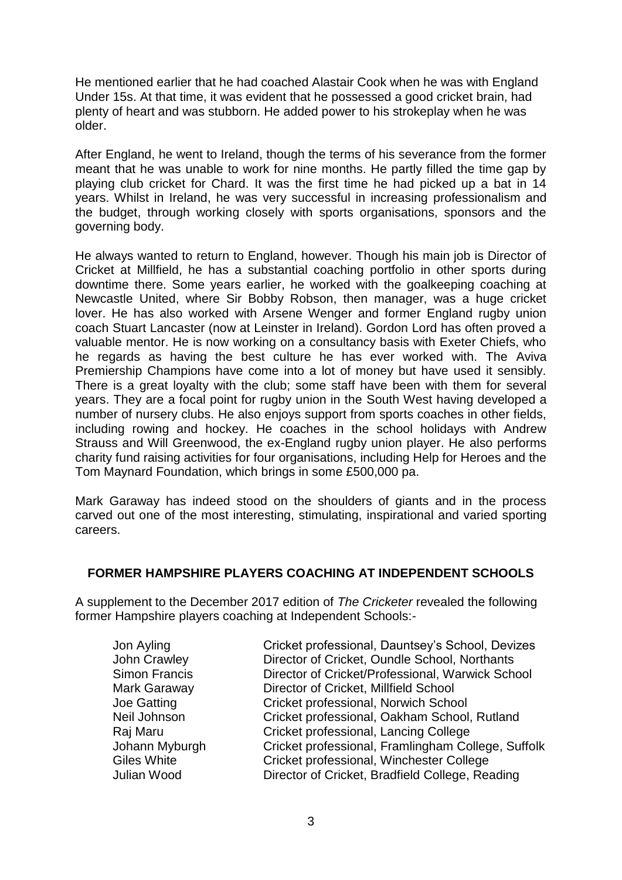He mentioned earlier that he had coached Alastair Cook when he was with England Under 15s. At that time, it was evident that he possessed a good cricket brain, had plenty of heart and was stubborn. He added power to his strokeplay when he was older.

After England, he went to Ireland, though the terms of his severance from the former meant that he was unable to work for nine months. He partly filled the time gap by playing club cricket for Chard. It was the first time he had picked up a bat in 14 years. Whilst in Ireland, he was very successful in increasing professionalism and the budget, through working closely with sports organisations, sponsors and the governing body.

He always wanted to return to England, however. Though his main job is Director of Cricket at Millfield, he has a substantial coaching portfolio in other sports during downtime there. Some years earlier, he worked with the goalkeeping coaching at Newcastle United, where Sir Bobby Robson, then manager, was a huge cricket lover. He has also worked with Arsene Wenger and former England rugby union coach Stuart Lancaster (now at Leinster in Ireland). Gordon Lord has often proved a valuable mentor. He is now working on a consultancy basis with Exeter Chiefs, who he regards as having the best culture he has ever worked with. The Aviva Premiership Champions have come into a lot of money but have used it sensibly. There is a great loyalty with the club; some staff have been with them for several years. They are a focal point for rugby union in the South West having developed a number of nursery clubs. He also enjoys support from sports coaches in other fields, including rowing and hockey. He coaches in the school holidays with Andrew Strauss and Will Greenwood, the ex-England rugby union player. He also performs charity fund raising activities for four organisations, including Help for Heroes and the Tom Maynard Foundation, which brings in some £500,000 pa.

Mark Garaway has indeed stood on the shoulders of giants and in the process carved out one of the most interesting, stimulating, inspirational and varied sporting careers.

## FORMER HAMPSHIRE PLAYERS COACHING AT INDEPENDENT SCHOOLS

A supplement to the December 2017 edition of *The Cricketer* revealed the following former Hampshire players coaching at Independent Schools:-

| | |
|---|---|
| Jon Ayling | Cricket professional, Dauntsey's School, Devizes |
| John Crawley | Director of Cricket, Oundle School, Northants |
| Simon Francis | Director of Cricket/Professional, Warwick School |
| Mark Garaway | Director of Cricket, Millfield School |
| Joe Gatting | Cricket professional, Norwich School |
| Neil Johnson | Cricket professional, Oakham School, Rutland |
| Raj Maru | Cricket professional, Lancing College |
| Johann Myburgh | Cricket professional, Framlingham College, Suffolk |
| Giles White | Cricket professional, Winchester College |
| Julian Wood | Director of Cricket, Bradfield College, Reading |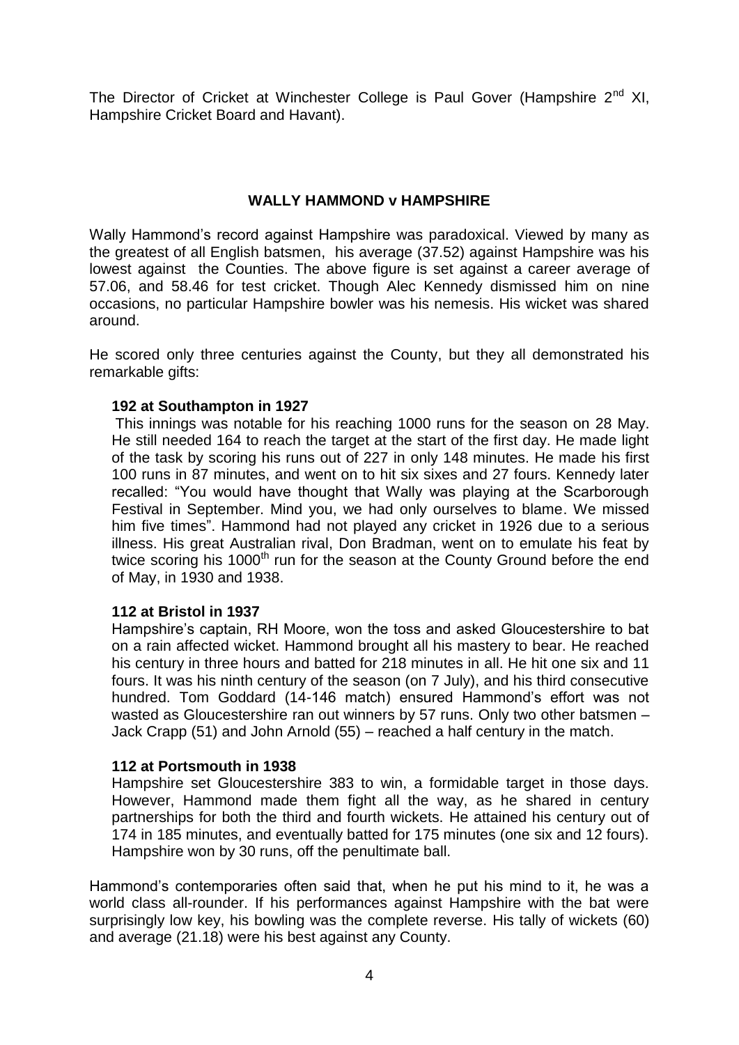The Director of Cricket at Winchester College is Paul Gover (Hampshire 2nd XI, Hampshire Cricket Board and Havant).

## WALLY HAMMOND v HAMPSHIRE

Wally Hammond's record against Hampshire was paradoxical. Viewed by many as the greatest of all English batsmen, his average (37.52) against Hampshire was his lowest against the Counties. The above figure is set against a career average of 57.06, and 58.46 for test cricket. Though Alec Kennedy dismissed him on nine occasions, no particular Hampshire bowler was his nemesis. His wicket was shared around.

He scored only three centuries against the County, but they all demonstrated his remarkable gifts:

**192 at Southampton in 1927**
This innings was notable for his reaching 1000 runs for the season on 28 May. He still needed 164 to reach the target at the start of the first day. He made light of the task by scoring his runs out of 227 in only 148 minutes. He made his first 100 runs in 87 minutes, and went on to hit six sixes and 27 fours. Kennedy later recalled: "You would have thought that Wally was playing at the Scarborough Festival in September. Mind you, we had only ourselves to blame. We missed him five times". Hammond had not played any cricket in 1926 due to a serious illness. His great Australian rival, Don Bradman, went on to emulate his feat by twice scoring his 1000th run for the season at the County Ground before the end of May, in 1930 and 1938.

**112 at Bristol in 1937**
Hampshire's captain, RH Moore, won the toss and asked Gloucestershire to bat on a rain affected wicket. Hammond brought all his mastery to bear. He reached his century in three hours and batted for 218 minutes in all. He hit one six and 11 fours. It was his ninth century of the season (on 7 July), and his third consecutive hundred. Tom Goddard (14-146 match) ensured Hammond's effort was not wasted as Gloucestershire ran out winners by 57 runs. Only two other batsmen – Jack Crapp (51) and John Arnold (55) – reached a half century in the match.

**112 at Portsmouth in 1938**
Hampshire set Gloucestershire 383 to win, a formidable target in those days. However, Hammond made them fight all the way, as he shared in century partnerships for both the third and fourth wickets. He attained his century out of 174 in 185 minutes, and eventually batted for 175 minutes (one six and 12 fours). Hampshire won by 30 runs, off the penultimate ball.

Hammond's contemporaries often said that, when he put his mind to it, he was a world class all-rounder. If his performances against Hampshire with the bat were surprisingly low key, his bowling was the complete reverse. His tally of wickets (60) and average (21.18) were his best against any County.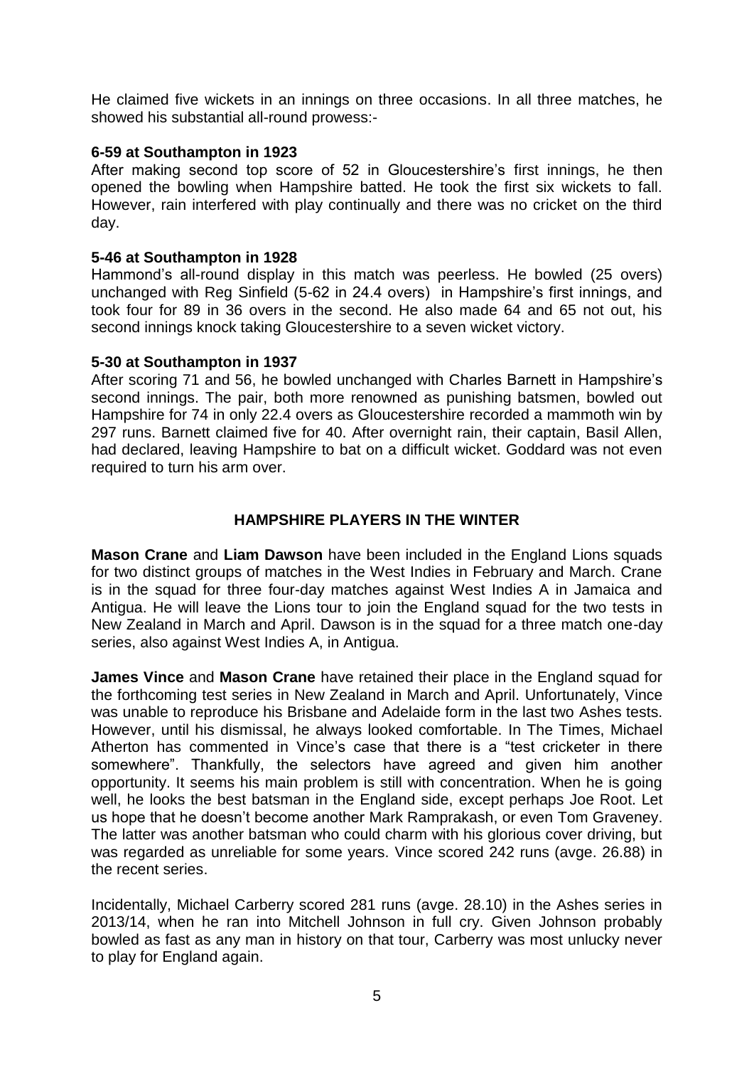He claimed five wickets in an innings on three occasions. In all three matches, he showed his substantial all-round prowess:-

**6-59 at Southampton in 1923**
After making second top score of 52 in Gloucestershire's first innings, he then opened the bowling when Hampshire batted. He took the first six wickets to fall. However, rain interfered with play continually and there was no cricket on the third day.

**5-46 at Southampton in 1928**
Hammond's all-round display in this match was peerless. He bowled (25 overs) unchanged with Reg Sinfield (5-62 in 24.4 overs) in Hampshire's first innings, and took four for 89 in 36 overs in the second. He also made 64 and 65 not out, his second innings knock taking Gloucestershire to a seven wicket victory.

**5-30 at Southampton in 1937**
After scoring 71 and 56, he bowled unchanged with Charles Barnett in Hampshire's second innings. The pair, both more renowned as punishing batsmen, bowled out Hampshire for 74 in only 22.4 overs as Gloucestershire recorded a mammoth win by 297 runs. Barnett claimed five for 40. After overnight rain, their captain, Basil Allen, had declared, leaving Hampshire to bat on a difficult wicket. Goddard was not even required to turn his arm over.

## HAMPSHIRE PLAYERS IN THE WINTER

**Mason Crane** and **Liam Dawson** have been included in the England Lions squads for two distinct groups of matches in the West Indies in February and March. Crane is in the squad for three four-day matches against West Indies A in Jamaica and Antigua. He will leave the Lions tour to join the England squad for the two tests in New Zealand in March and April. Dawson is in the squad for a three match one-day series, also against West Indies A, in Antigua.

**James Vince** and **Mason Crane** have retained their place in the England squad for the forthcoming test series in New Zealand in March and April. Unfortunately, Vince was unable to reproduce his Brisbane and Adelaide form in the last two Ashes tests. However, until his dismissal, he always looked comfortable. In The Times, Michael Atherton has commented in Vince's case that there is a "test cricketer in there somewhere". Thankfully, the selectors have agreed and given him another opportunity. It seems his main problem is still with concentration. When he is going well, he looks the best batsman in the England side, except perhaps Joe Root. Let us hope that he doesn't become another Mark Ramprakash, or even Tom Graveney. The latter was another batsman who could charm with his glorious cover driving, but was regarded as unreliable for some years. Vince scored 242 runs (avge. 26.88) in the recent series.

Incidentally, Michael Carberry scored 281 runs (avge. 28.10) in the Ashes series in 2013/14, when he ran into Mitchell Johnson in full cry. Given Johnson probably bowled as fast as any man in history on that tour, Carberry was most unlucky never to play for England again.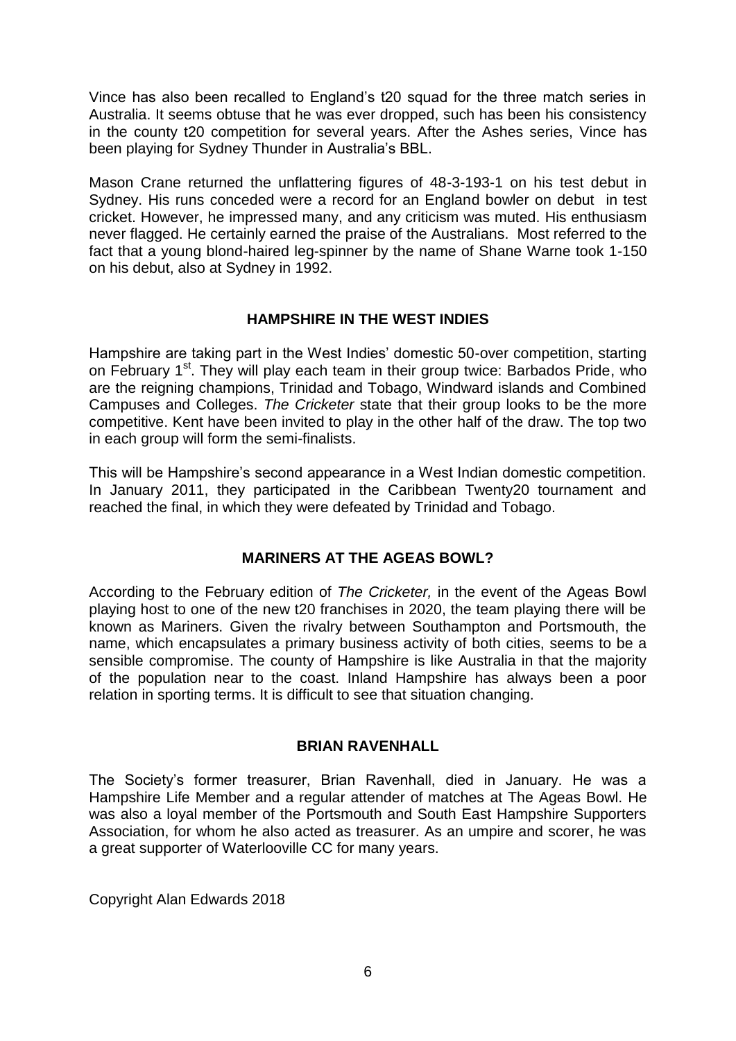Vince has also been recalled to England's t20 squad for the three match series in Australia. It seems obtuse that he was ever dropped, such has been his consistency in the county t20 competition for several years. After the Ashes series, Vince has been playing for Sydney Thunder in Australia's BBL.

Mason Crane returned the unflattering figures of 48-3-193-1 on his test debut in Sydney. His runs conceded were a record for an England bowler on debut in test cricket. However, he impressed many, and any criticism was muted. His enthusiasm never flagged. He certainly earned the praise of the Australians. Most referred to the fact that a young blond-haired leg-spinner by the name of Shane Warne took 1-150 on his debut, also at Sydney in 1992.

## HAMPSHIRE IN THE WEST INDIES

Hampshire are taking part in the West Indies' domestic 50-over competition, starting on February 1st. They will play each team in their group twice: Barbados Pride, who are the reigning champions, Trinidad and Tobago, Windward islands and Combined Campuses and Colleges. *The Cricketer* state that their group looks to be the more competitive. Kent have been invited to play in the other half of the draw. The top two in each group will form the semi-finalists.

This will be Hampshire's second appearance in a West Indian domestic competition. In January 2011, they participated in the Caribbean Twenty20 tournament and reached the final, in which they were defeated by Trinidad and Tobago.

## MARINERS AT THE AGEAS BOWL?

According to the February edition of *The Cricketer,* in the event of the Ageas Bowl playing host to one of the new t20 franchises in 2020, the team playing there will be known as Mariners. Given the rivalry between Southampton and Portsmouth, the name, which encapsulates a primary business activity of both cities, seems to be a sensible compromise. The county of Hampshire is like Australia in that the majority of the population near to the coast. Inland Hampshire has always been a poor relation in sporting terms. It is difficult to see that situation changing.

## BRIAN RAVENHALL

The Society's former treasurer, Brian Ravenhall, died in January. He was a Hampshire Life Member and a regular attender of matches at The Ageas Bowl. He was also a loyal member of the Portsmouth and South East Hampshire Supporters Association, for whom he also acted as treasurer. As an umpire and scorer, he was a great supporter of Waterlooville CC for many years.

Copyright Alan Edwards 2018